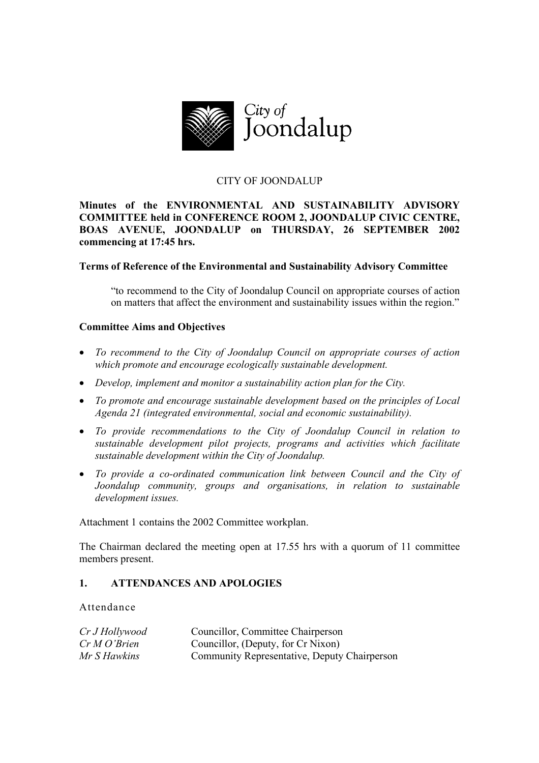CITY OF JOONDALUP

**Minutes of the ENVIRONMENTAL AND SUSTAINABILITY ADVISORY COMMITTEE held in CONFERENCE ROOM 2, JOONDALUP CIVIC CENTRE, BOAS AVENUE, JOONDALUP on THURSDAY, 26 SEPTEMBER 2002 commencing at 17:45 hrs.**

**Terms of Reference of the Environmental and Sustainability Advisory Committee**

> "to recommend to the City of Joondalup Council on appropriate courses of action on matters that affect the environment and sustainability issues within the region."

**Committee Aims and Objectives**

- *To recommend to the City of Joondalup Council on appropriate courses of action which promote and encourage ecologically sustainable development.*
- *Develop, implement and monitor a sustainability action plan for the City.*
- *To promote and encourage sustainable development based on the principles of Local Agenda 21 (integrated environmental, social and economic sustainability).*
- *To provide recommendations to the City of Joondalup Council in relation to sustainable development pilot projects, programs and activities which facilitate sustainable development within the City of Joondalup.*
- *To provide a co-ordinated communication link between Council and the City of Joondalup community, groups and organisations, in relation to sustainable development issues.*

Attachment 1 contains the 2002 Committee workplan.

The Chairman declared the meeting open at 17.55 hrs with a quorum of 11 committee members present.

## 1. ATTENDANCES AND APOLOGIES

Attendance

| | |
|---|---|
| *Cr J Hollywood* | Councillor, Committee Chairperson |
| *Cr M O'Brien* | Councillor, (Deputy, for Cr Nixon) |
| *Mr S Hawkins* | Community Representative, Deputy Chairperson |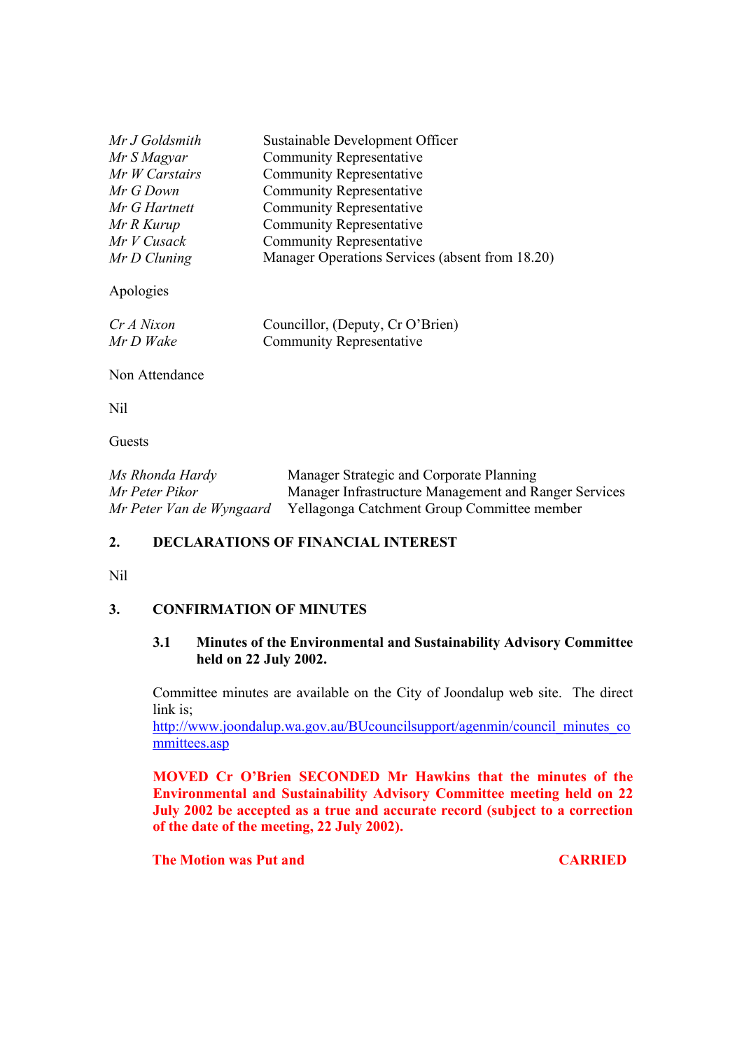| | |
|---|---|
| *Mr J Goldsmith* | Sustainable Development Officer |
| *Mr S Magyar* | Community Representative |
| *Mr W Carstairs* | Community Representative |
| *Mr G Down* | Community Representative |
| *Mr G Hartnett* | Community Representative |
| *Mr R Kurup* | Community Representative |
| *Mr V Cusack* | Community Representative |
| *Mr D Cluning* | Manager Operations Services (absent from 18.20) |

Apologies

| | |
|---|---|
| *Cr A Nixon* | Councillor, (Deputy, Cr O'Brien) |
| *Mr D Wake* | Community Representative |

Non Attendance

Nil

Guests

| | |
|---|---|
| *Ms Rhonda Hardy* | Manager Strategic and Corporate Planning |
| *Mr Peter Pikor* | Manager Infrastructure Management and Ranger Services |
| *Mr Peter Van de Wyngaard* | Yellagonga Catchment Group Committee member |

## 2. DECLARATIONS OF FINANCIAL INTEREST

Nil

## 3. CONFIRMATION OF MINUTES

### 3.1 Minutes of the Environmental and Sustainability Advisory Committee held on 22 July 2002.

Committee minutes are available on the City of Joondalup web site. The direct link is;
http://www.joondalup.wa.gov.au/BUcouncilsupport/agenmin/council_minutes_committees.asp

**MOVED Cr O'Brien SECONDED Mr Hawkins that the minutes of the Environmental and Sustainability Advisory Committee meeting held on 22 July 2002 be accepted as a true and accurate record (subject to a correction of the date of the meeting, 22 July 2002).**

**The Motion was Put and CARRIED**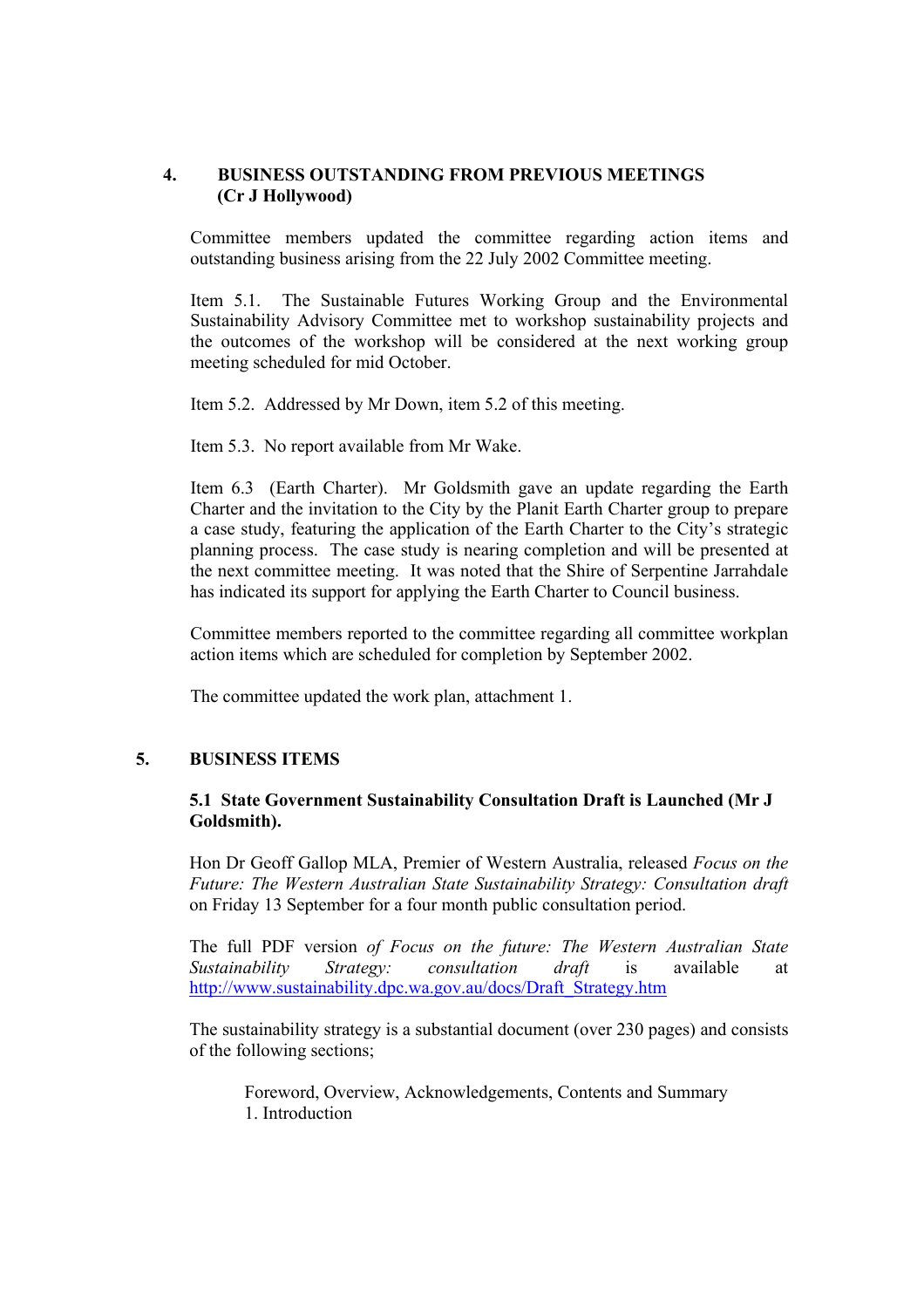## 4. BUSINESS OUTSTANDING FROM PREVIOUS MEETINGS (Cr J Hollywood)

Committee members updated the committee regarding action items and outstanding business arising from the 22 July 2002 Committee meeting.

Item 5.1. The Sustainable Futures Working Group and the Environmental Sustainability Advisory Committee met to workshop sustainability projects and the outcomes of the workshop will be considered at the next working group meeting scheduled for mid October.

Item 5.2. Addressed by Mr Down, item 5.2 of this meeting.

Item 5.3. No report available from Mr Wake.

Item 6.3 (Earth Charter). Mr Goldsmith gave an update regarding the Earth Charter and the invitation to the City by the Planit Earth Charter group to prepare a case study, featuring the application of the Earth Charter to the City's strategic planning process. The case study is nearing completion and will be presented at the next committee meeting. It was noted that the Shire of Serpentine Jarrahdale has indicated its support for applying the Earth Charter to Council business.

Committee members reported to the committee regarding all committee workplan action items which are scheduled for completion by September 2002.

The committee updated the work plan, attachment 1.

## 5. BUSINESS ITEMS

### 5.1 State Government Sustainability Consultation Draft is Launched (Mr J Goldsmith).

Hon Dr Geoff Gallop MLA, Premier of Western Australia, released *Focus on the Future: The Western Australian State Sustainability Strategy: Consultation draft* on Friday 13 September for a four month public consultation period.

The full PDF version *of Focus on the future: The Western Australian State Sustainability Strategy: consultation draft* is available at http://www.sustainability.dpc.wa.gov.au/docs/Draft_Strategy.htm

The sustainability strategy is a substantial document (over 230 pages) and consists of the following sections;

Foreword, Overview, Acknowledgements, Contents and Summary
1. Introduction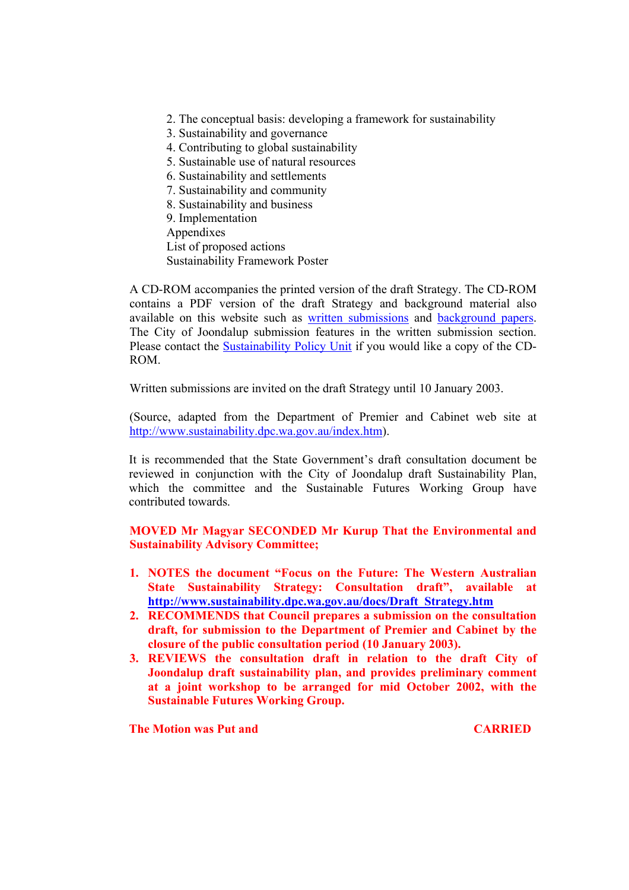2. The conceptual basis: developing a framework for sustainability
3. Sustainability and governance
4. Contributing to global sustainability
5. Sustainable use of natural resources
6. Sustainability and settlements
7. Sustainability and community
8. Sustainability and business
9. Implementation

Appendixes
List of proposed actions
Sustainability Framework Poster

A CD-ROM accompanies the printed version of the draft Strategy. The CD-ROM contains a PDF version of the draft Strategy and background material also available on this website such as written submissions and background papers. The City of Joondalup submission features in the written submission section. Please contact the Sustainability Policy Unit if you would like a copy of the CD-ROM.

Written submissions are invited on the draft Strategy until 10 January 2003.

(Source, adapted from the Department of Premier and Cabinet web site at http://www.sustainability.dpc.wa.gov.au/index.htm).

It is recommended that the State Government's draft consultation document be reviewed in conjunction with the City of Joondalup draft Sustainability Plan, which the committee and the Sustainable Futures Working Group have contributed towards.

**MOVED Mr Magyar SECONDED Mr Kurup That the Environmental and Sustainability Advisory Committee;**

1. **NOTES the document "Focus on the Future: The Western Australian State Sustainability Strategy: Consultation draft", available at http://www.sustainability.dpc.wa.gov.au/docs/Draft_Strategy.htm**
2. **RECOMMENDS that Council prepares a submission on the consultation draft, for submission to the Department of Premier and Cabinet by the closure of the public consultation period (10 January 2003).**
3. **REVIEWS the consultation draft in relation to the draft City of Joondalup draft sustainability plan, and provides preliminary comment at a joint workshop to be arranged for mid October 2002, with the Sustainable Futures Working Group.**

**The Motion was Put and CARRIED**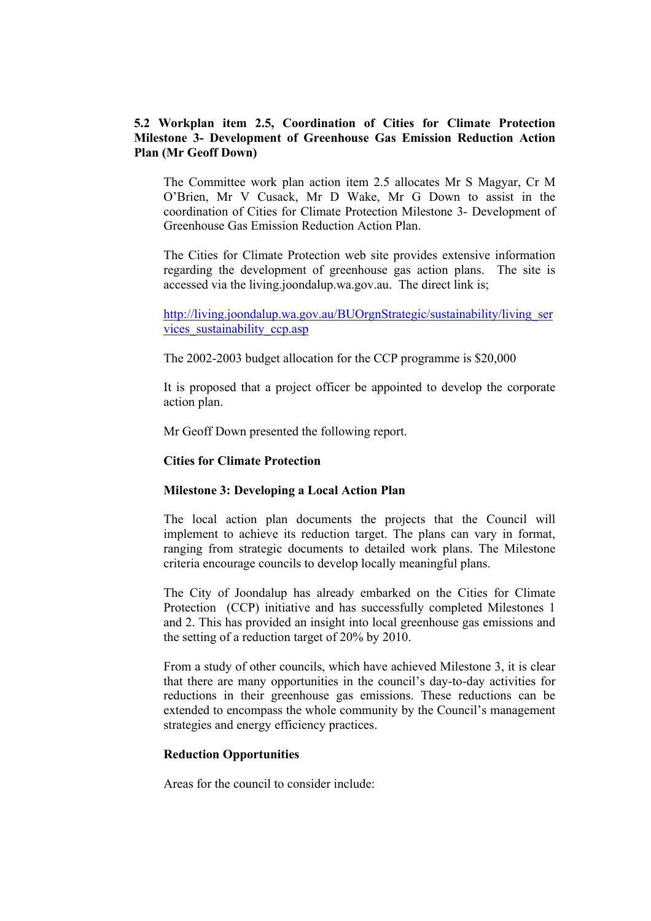**5.2 Workplan item 2.5, Coordination of Cities for Climate Protection Milestone 3- Development of Greenhouse Gas Emission Reduction Action Plan (Mr Geoff Down)**

The Committee work plan action item 2.5 allocates Mr S Magyar, Cr M O'Brien, Mr V Cusack, Mr D Wake, Mr G Down to assist in the coordination of Cities for Climate Protection Milestone 3- Development of Greenhouse Gas Emission Reduction Action Plan.

The Cities for Climate Protection web site provides extensive information regarding the development of greenhouse gas action plans. The site is accessed via the living.joondalup.wa.gov.au. The direct link is;

http://living.joondalup.wa.gov.au/BUOrgnStrategic/sustainability/living_services_sustainability_ccp.asp

The 2002-2003 budget allocation for the CCP programme is $20,000

It is proposed that a project officer be appointed to develop the corporate action plan.

Mr Geoff Down presented the following report.

**Cities for Climate Protection**

**Milestone 3: Developing a Local Action Plan**

The local action plan documents the projects that the Council will implement to achieve its reduction target. The plans can vary in format, ranging from strategic documents to detailed work plans. The Milestone criteria encourage councils to develop locally meaningful plans.

The City of Joondalup has already embarked on the Cities for Climate Protection (CCP) initiative and has successfully completed Milestones 1 and 2. This has provided an insight into local greenhouse gas emissions and the setting of a reduction target of 20% by 2010.

From a study of other councils, which have achieved Milestone 3, it is clear that there are many opportunities in the council's day-to-day activities for reductions in their greenhouse gas emissions. These reductions can be extended to encompass the whole community by the Council's management strategies and energy efficiency practices.

**Reduction Opportunities**

Areas for the council to consider include: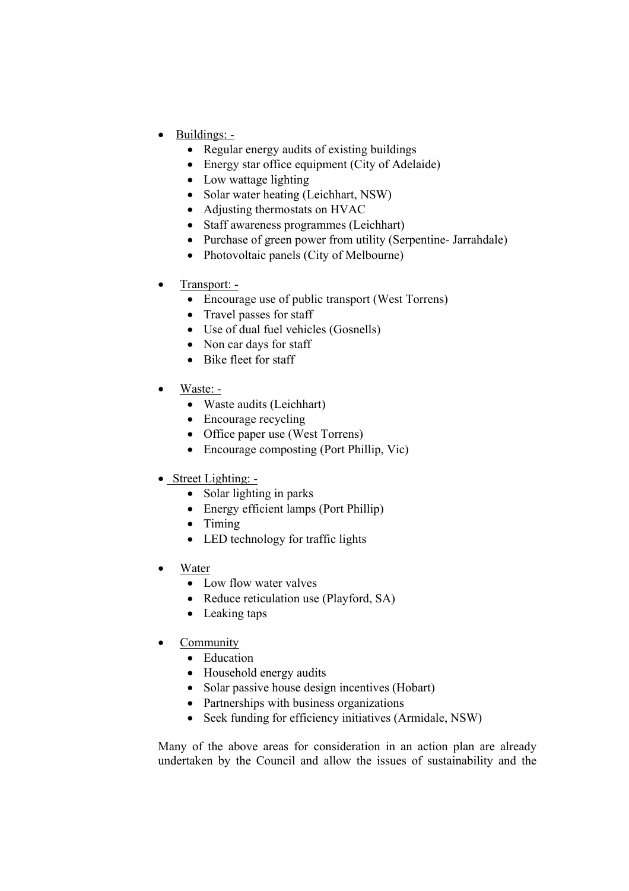- Buildings: -
  - Regular energy audits of existing buildings
  - Energy star office equipment (City of Adelaide)
  - Low wattage lighting
  - Solar water heating (Leichhart, NSW)
  - Adjusting thermostats on HVAC
  - Staff awareness programmes (Leichhart)
  - Purchase of green power from utility (Serpentine- Jarrahdale)
  - Photovoltaic panels (City of Melbourne)

- Transport: -
  - Encourage use of public transport (West Torrens)
  - Travel passes for staff
  - Use of dual fuel vehicles (Gosnells)
  - Non car days for staff
  - Bike fleet for staff

- Waste: -
  - Waste audits (Leichhart)
  - Encourage recycling
  - Office paper use (West Torrens)
  - Encourage composting (Port Phillip, Vic)

- Street Lighting: -
  - Solar lighting in parks
  - Energy efficient lamps (Port Phillip)
  - Timing
  - LED technology for traffic lights

- Water
  - Low flow water valves
  - Reduce reticulation use (Playford, SA)
  - Leaking taps

- Community
  - Education
  - Household energy audits
  - Solar passive house design incentives (Hobart)
  - Partnerships with business organizations
  - Seek funding for efficiency initiatives (Armidale, NSW)

Many of the above areas for consideration in an action plan are already undertaken by the Council and allow the issues of sustainability and the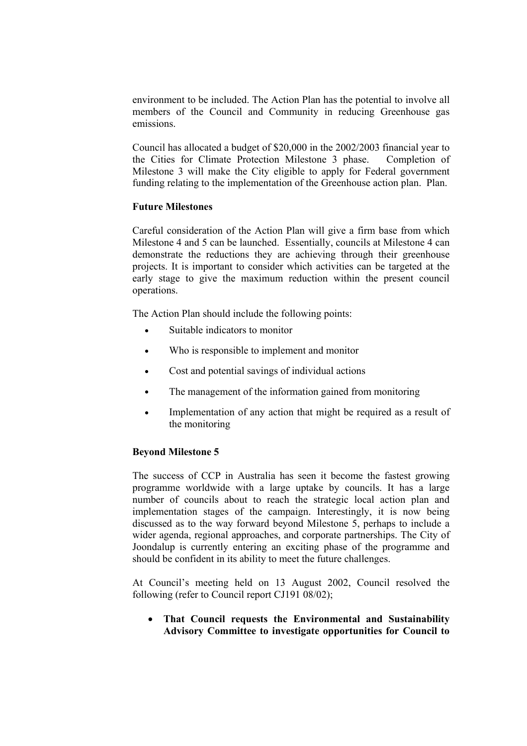environment to be included. The Action Plan has the potential to involve all members of the Council and Community in reducing Greenhouse gas emissions.

Council has allocated a budget of $20,000 in the 2002/2003 financial year to the Cities for Climate Protection Milestone 3 phase. Completion of Milestone 3 will make the City eligible to apply for Federal government funding relating to the implementation of the Greenhouse action plan. Plan.

**Future Milestones**

Careful consideration of the Action Plan will give a firm base from which Milestone 4 and 5 can be launched. Essentially, councils at Milestone 4 can demonstrate the reductions they are achieving through their greenhouse projects. It is important to consider which activities can be targeted at the early stage to give the maximum reduction within the present council operations.

The Action Plan should include the following points:

- Suitable indicators to monitor
- Who is responsible to implement and monitor
- Cost and potential savings of individual actions
- The management of the information gained from monitoring
- Implementation of any action that might be required as a result of the monitoring

**Beyond Milestone 5**

The success of CCP in Australia has seen it become the fastest growing programme worldwide with a large uptake by councils. It has a large number of councils about to reach the strategic local action plan and implementation stages of the campaign. Interestingly, it is now being discussed as to the way forward beyond Milestone 5, perhaps to include a wider agenda, regional approaches, and corporate partnerships. The City of Joondalup is currently entering an exciting phase of the programme and should be confident in its ability to meet the future challenges.

At Council's meeting held on 13 August 2002, Council resolved the following (refer to Council report CJ191 08/02);

- **That Council requests the Environmental and Sustainability Advisory Committee to investigate opportunities for Council to**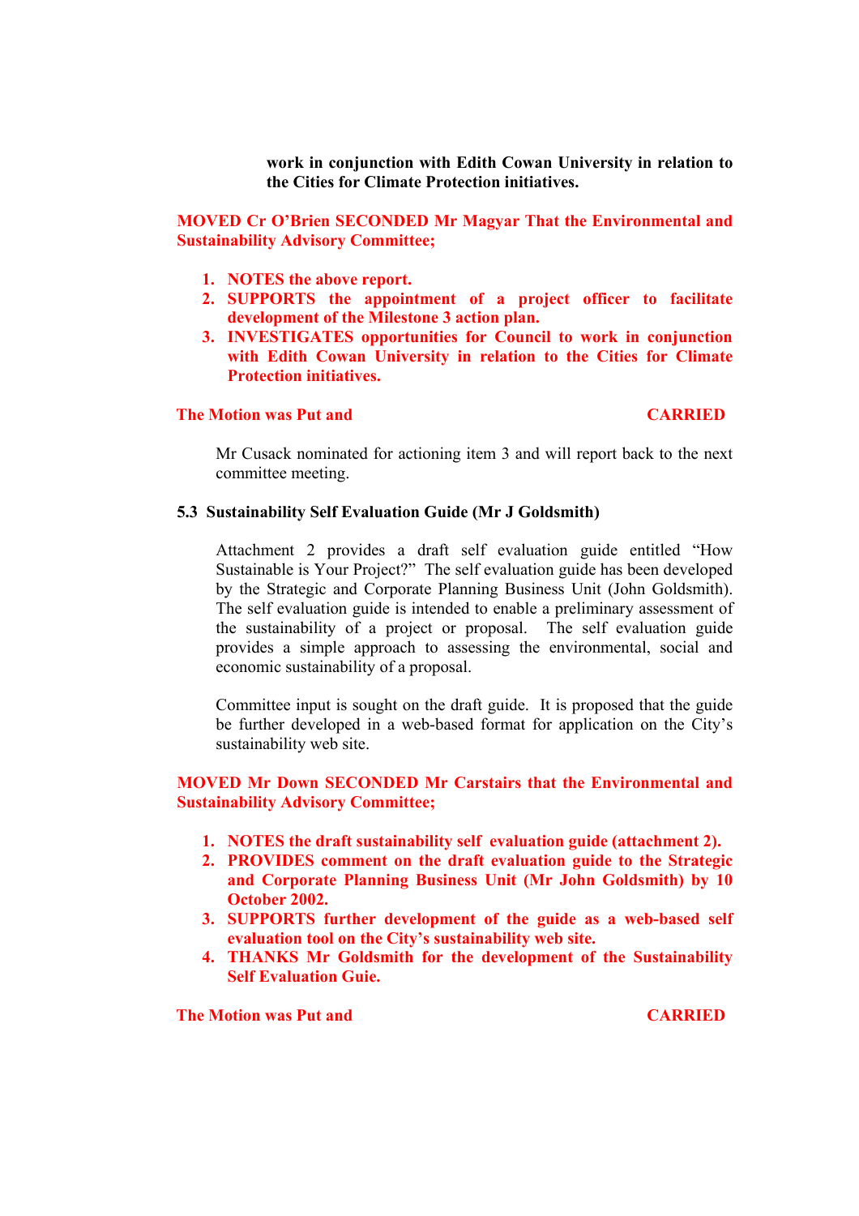**work in conjunction with Edith Cowan University in relation to the Cities for Climate Protection initiatives.**

**MOVED Cr O'Brien SECONDED Mr Magyar That the Environmental and Sustainability Advisory Committee;**

1. **NOTES the above report.**
2. **SUPPORTS the appointment of a project officer to facilitate development of the Milestone 3 action plan.**
3. **INVESTIGATES opportunities for Council to work in conjunction with Edith Cowan University in relation to the Cities for Climate Protection initiatives.**

**The Motion was Put and CARRIED**

Mr Cusack nominated for actioning item 3 and will report back to the next committee meeting.

### 5.3 Sustainability Self Evaluation Guide (Mr J Goldsmith)

Attachment 2 provides a draft self evaluation guide entitled "How Sustainable is Your Project?" The self evaluation guide has been developed by the Strategic and Corporate Planning Business Unit (John Goldsmith). The self evaluation guide is intended to enable a preliminary assessment of the sustainability of a project or proposal. The self evaluation guide provides a simple approach to assessing the environmental, social and economic sustainability of a proposal.

Committee input is sought on the draft guide. It is proposed that the guide be further developed in a web-based format for application on the City's sustainability web site.

**MOVED Mr Down SECONDED Mr Carstairs that the Environmental and Sustainability Advisory Committee;**

1. **NOTES the draft sustainability self evaluation guide (attachment 2).**
2. **PROVIDES comment on the draft evaluation guide to the Strategic and Corporate Planning Business Unit (Mr John Goldsmith) by 10 October 2002.**
3. **SUPPORTS further development of the guide as a web-based self evaluation tool on the City's sustainability web site.**
4. **THANKS Mr Goldsmith for the development of the Sustainability Self Evaluation Guie.**

**The Motion was Put and CARRIED**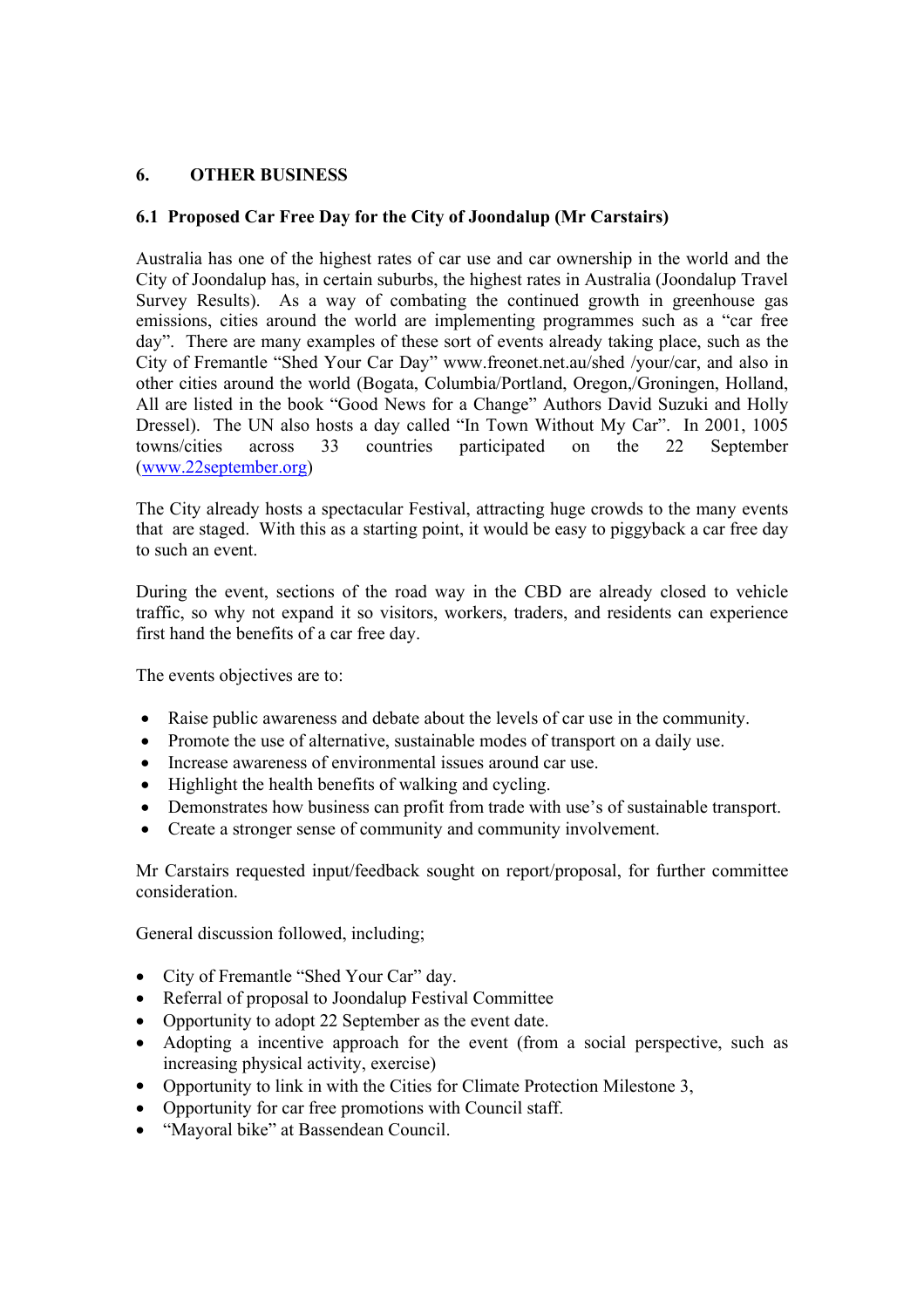## 6. OTHER BUSINESS

### 6.1 Proposed Car Free Day for the City of Joondalup (Mr Carstairs)

Australia has one of the highest rates of car use and car ownership in the world and the City of Joondalup has, in certain suburbs, the highest rates in Australia (Joondalup Travel Survey Results). As a way of combating the continued growth in greenhouse gas emissions, cities around the world are implementing programmes such as a "car free day". There are many examples of these sort of events already taking place, such as the City of Fremantle "Shed Your Car Day" www.freonet.net.au/shed /your/car, and also in other cities around the world (Bogata, Columbia/Portland, Oregon,/Groningen, Holland, All are listed in the book "Good News for a Change" Authors David Suzuki and Holly Dressel). The UN also hosts a day called "In Town Without My Car". In 2001, 1005 towns/cities across 33 countries participated on the 22 September (www.22september.org)

The City already hosts a spectacular Festival, attracting huge crowds to the many events that are staged. With this as a starting point, it would be easy to piggyback a car free day to such an event.

During the event, sections of the road way in the CBD are already closed to vehicle traffic, so why not expand it so visitors, workers, traders, and residents can experience first hand the benefits of a car free day.

The events objectives are to:

- Raise public awareness and debate about the levels of car use in the community.
- Promote the use of alternative, sustainable modes of transport on a daily use.
- Increase awareness of environmental issues around car use.
- Highlight the health benefits of walking and cycling.
- Demonstrates how business can profit from trade with use's of sustainable transport.
- Create a stronger sense of community and community involvement.

Mr Carstairs requested input/feedback sought on report/proposal, for further committee consideration.

General discussion followed, including;

- City of Fremantle "Shed Your Car" day.
- Referral of proposal to Joondalup Festival Committee
- Opportunity to adopt 22 September as the event date.
- Adopting a incentive approach for the event (from a social perspective, such as increasing physical activity, exercise)
- Opportunity to link in with the Cities for Climate Protection Milestone 3,
- Opportunity for car free promotions with Council staff.
- "Mayoral bike" at Bassendean Council.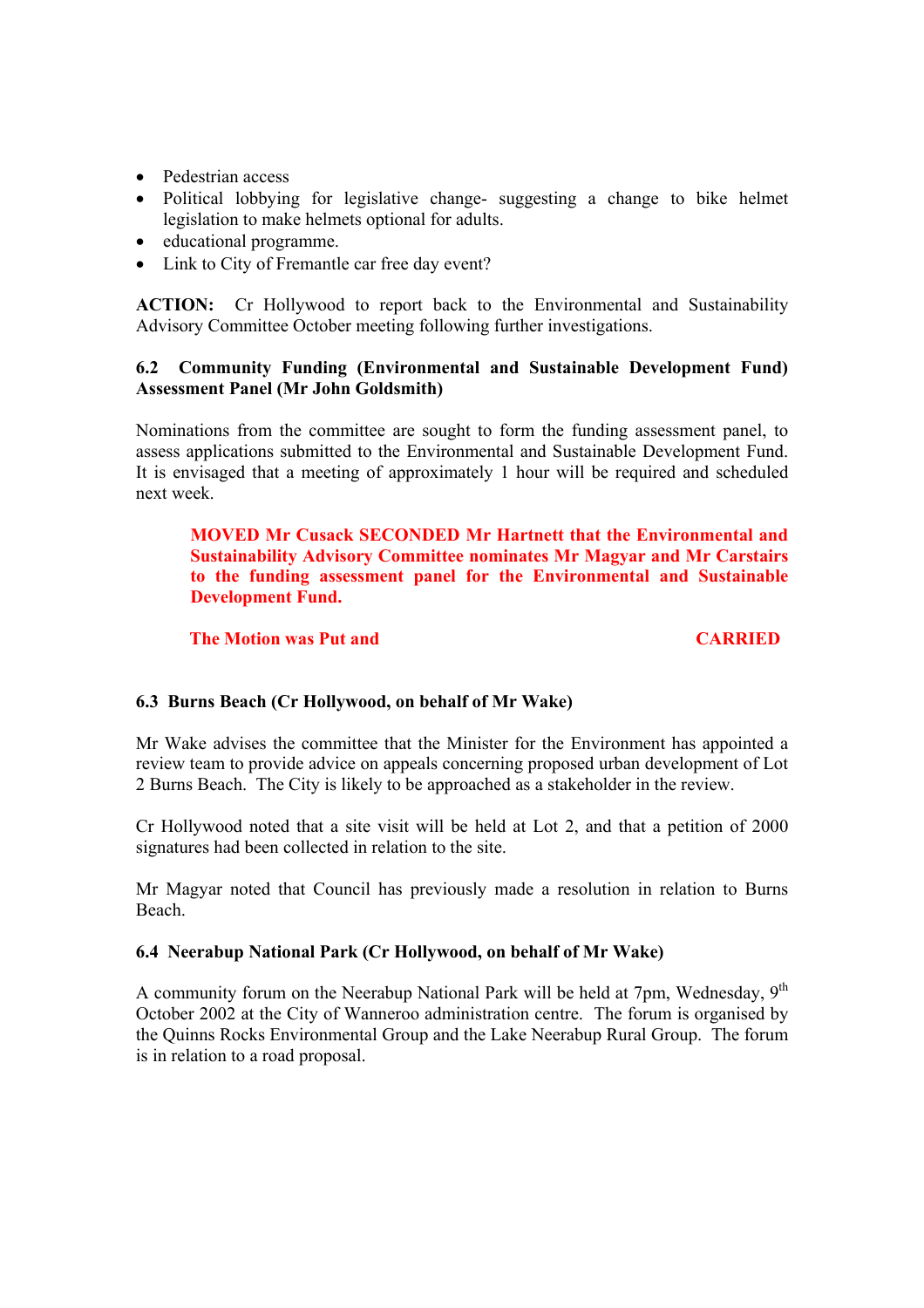- Pedestrian access
- Political lobbying for legislative change- suggesting a change to bike helmet legislation to make helmets optional for adults.
- educational programme.
- Link to City of Fremantle car free day event?

**ACTION:** Cr Hollywood to report back to the Environmental and Sustainability Advisory Committee October meeting following further investigations.

### 6.2 Community Funding (Environmental and Sustainable Development Fund) Assessment Panel (Mr John Goldsmith)

Nominations from the committee are sought to form the funding assessment panel, to assess applications submitted to the Environmental and Sustainable Development Fund. It is envisaged that a meeting of approximately 1 hour will be required and scheduled next week.

> **MOVED Mr Cusack SECONDED Mr Hartnett that the Environmental and Sustainability Advisory Committee nominates Mr Magyar and Mr Carstairs to the funding assessment panel for the Environmental and Sustainable Development Fund.**
>
> **The Motion was Put and CARRIED**

### 6.3 Burns Beach (Cr Hollywood, on behalf of Mr Wake)

Mr Wake advises the committee that the Minister for the Environment has appointed a review team to provide advice on appeals concerning proposed urban development of Lot 2 Burns Beach. The City is likely to be approached as a stakeholder in the review.

Cr Hollywood noted that a site visit will be held at Lot 2, and that a petition of 2000 signatures had been collected in relation to the site.

Mr Magyar noted that Council has previously made a resolution in relation to Burns Beach.

### 6.4 Neerabup National Park (Cr Hollywood, on behalf of Mr Wake)

A community forum on the Neerabup National Park will be held at 7pm, Wednesday, 9th October 2002 at the City of Wanneroo administration centre. The forum is organised by the Quinns Rocks Environmental Group and the Lake Neerabup Rural Group. The forum is in relation to a road proposal.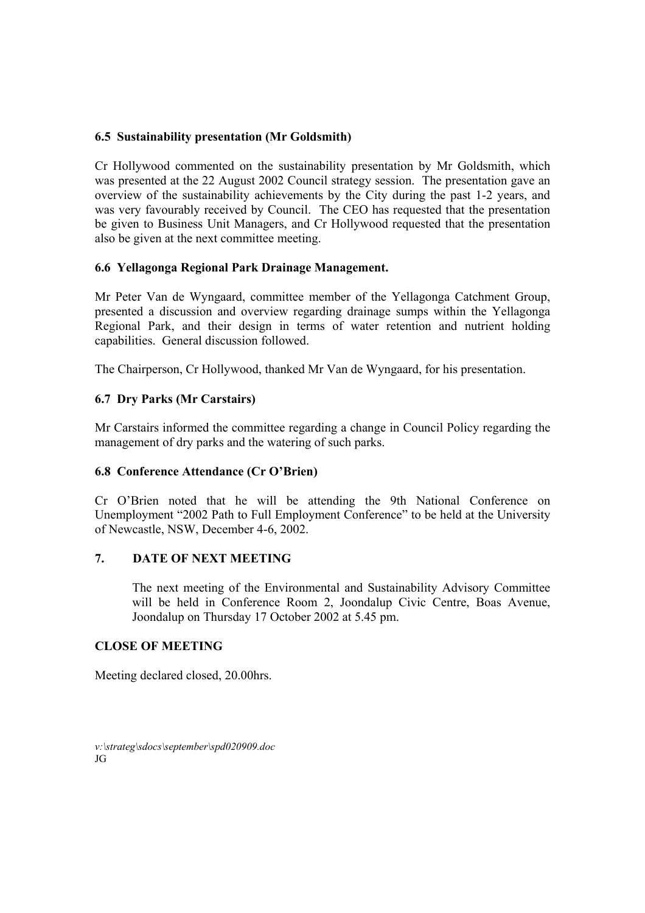### 6.5 Sustainability presentation (Mr Goldsmith)

Cr Hollywood commented on the sustainability presentation by Mr Goldsmith, which was presented at the 22 August 2002 Council strategy session. The presentation gave an overview of the sustainability achievements by the City during the past 1-2 years, and was very favourably received by Council. The CEO has requested that the presentation be given to Business Unit Managers, and Cr Hollywood requested that the presentation also be given at the next committee meeting.

### 6.6 Yellagonga Regional Park Drainage Management.

Mr Peter Van de Wyngaard, committee member of the Yellagonga Catchment Group, presented a discussion and overview regarding drainage sumps within the Yellagonga Regional Park, and their design in terms of water retention and nutrient holding capabilities. General discussion followed.

The Chairperson, Cr Hollywood, thanked Mr Van de Wyngaard, for his presentation.

### 6.7 Dry Parks (Mr Carstairs)

Mr Carstairs informed the committee regarding a change in Council Policy regarding the management of dry parks and the watering of such parks.

### 6.8 Conference Attendance (Cr O'Brien)

Cr O'Brien noted that he will be attending the 9th National Conference on Unemployment "2002 Path to Full Employment Conference" to be held at the University of Newcastle, NSW, December 4-6, 2002.

## 7. DATE OF NEXT MEETING

The next meeting of the Environmental and Sustainability Advisory Committee will be held in Conference Room 2, Joondalup Civic Centre, Boas Avenue, Joondalup on Thursday 17 October 2002 at 5.45 pm.

## CLOSE OF MEETING

Meeting declared closed, 20.00hrs.

*v:\strateg\sdocs\september\spd020909.doc*
JG